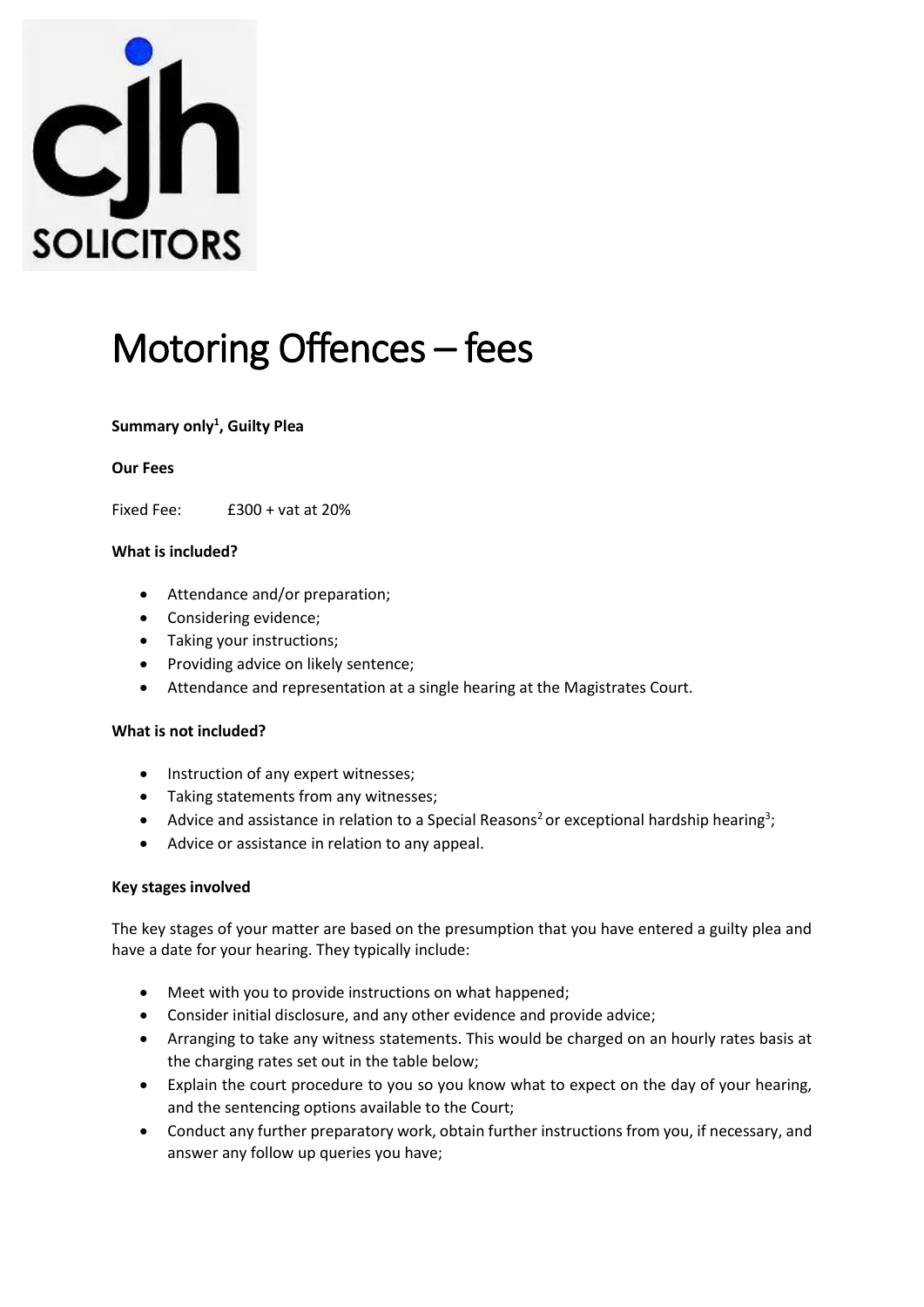cjh SOLICITORS

# Motoring Offences – fees

**Summary only[1], Guilty Plea**

**Our Fees**

Fixed Fee: £300 + vat at 20%

**What is included?**

- Attendance and/or preparation;
- Considering evidence;
- Taking your instructions;
- Providing advice on likely sentence;
- Attendance and representation at a single hearing at the Magistrates Court.

**What is not included?**

- Instruction of any expert witnesses;
- Taking statements from any witnesses;
- Advice and assistance in relation to a Special Reasons[2] or exceptional hardship hearing[3];
- Advice or assistance in relation to any appeal.

**Key stages involved**

The key stages of your matter are based on the presumption that you have entered a guilty plea and have a date for your hearing. They typically include:

- Meet with you to provide instructions on what happened;
- Consider initial disclosure, and any other evidence and provide advice;
- Arranging to take any witness statements. This would be charged on an hourly rates basis at the charging rates set out in the table below;
- Explain the court procedure to you so you know what to expect on the day of your hearing, and the sentencing options available to the Court;
- Conduct any further preparatory work, obtain further instructions from you, if necessary, and answer any follow up queries you have;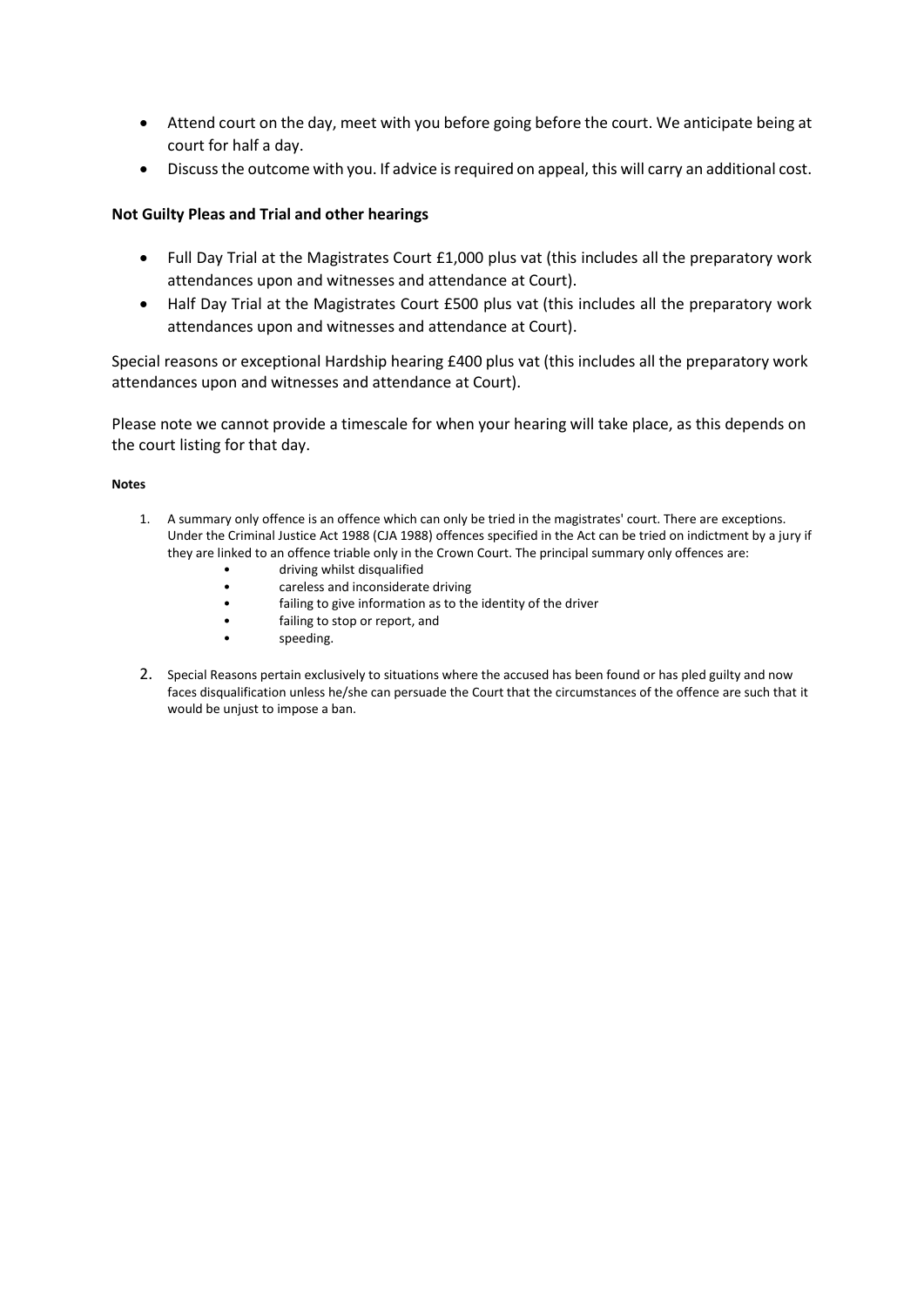- Attend court on the day, meet with you before going before the court. We anticipate being at court for half a day.
- Discuss the outcome with you. If advice is required on appeal, this will carry an additional cost.

**Not Guilty Pleas and Trial and other hearings**

- Full Day Trial at the Magistrates Court £1,000 plus vat (this includes all the preparatory work attendances upon and witnesses and attendance at Court).
- Half Day Trial at the Magistrates Court £500 plus vat (this includes all the preparatory work attendances upon and witnesses and attendance at Court).

Special reasons or exceptional Hardship hearing £400 plus vat (this includes all the preparatory work attendances upon and witnesses and attendance at Court).

Please note we cannot provide a timescale for when your hearing will take place, as this depends on the court listing for that day.

**Notes**

1. A summary only offence is an offence which can only be tried in the magistrates' court. There are exceptions. Under the Criminal Justice Act 1988 (CJA 1988) offences specified in the Act can be tried on indictment by a jury if they are linked to an offence triable only in the Crown Court. The principal summary only offences are:
   - driving whilst disqualified
   - careless and inconsiderate driving
   - failing to give information as to the identity of the driver
   - failing to stop or report, and
   - speeding.
2. Special Reasons pertain exclusively to situations where the accused has been found or has pled guilty and now faces disqualification unless he/she can persuade the Court that the circumstances of the offence are such that it would be unjust to impose a ban.